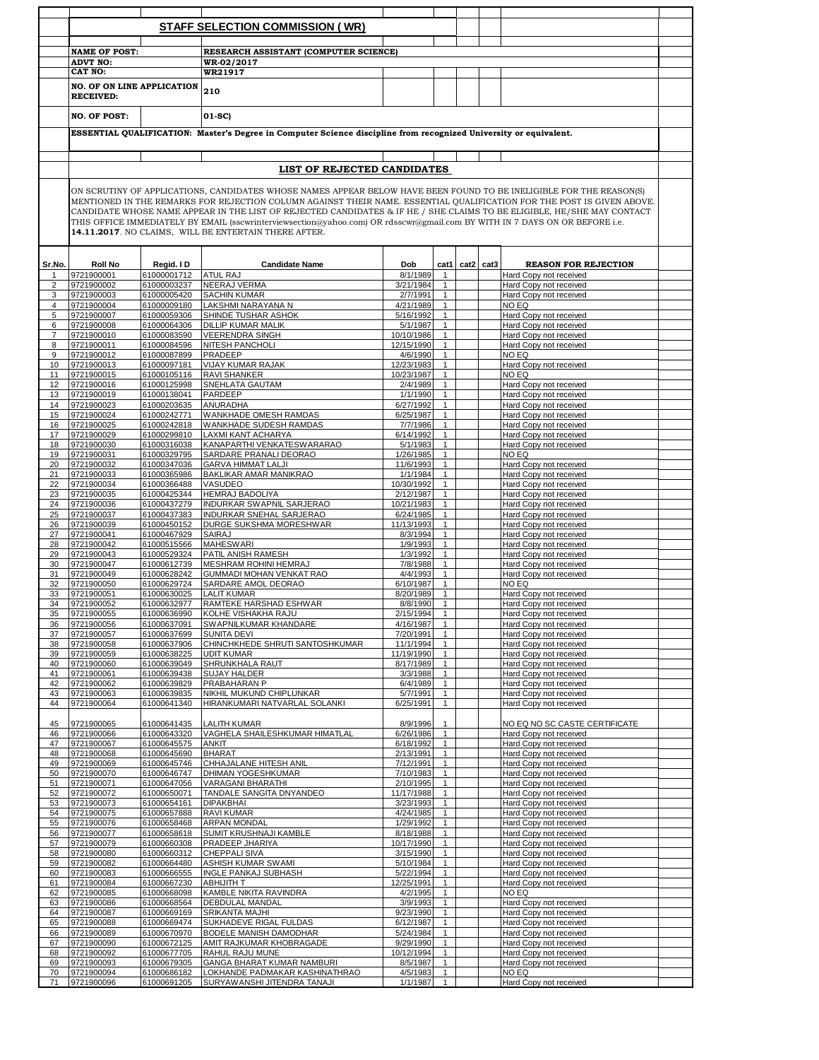# STAFF SELECTION COMMISSION ( WR)

**NAME OF POST:** RESEARCH ASSISTANT (COMPUTER SCIENCE)

**ADVT NO:** WR-02/2017

**CAT NO:** WR21917

**NO. OF ON LINE APPLICATION RECEIVED:** 210

**NO. OF POST:** 01-SC)

**ESSENTIAL QUALIFICATION: Master's Degree in Computer Science discipline from recognized University or equivalent.**

## LIST OF REJECTED CANDIDATES

ON SCRUTINY OF APPLICATIONS, CANDIDATES WHOSE NAMES APPEAR BELOW HAVE BEEN FOUND TO BE INELIGIBLE FOR THE REASON(S) MENTIONED IN THE REMARKS FOR REJECTION COLUMN AGAINST THEIR NAME. ESSENTIAL QUALIFICATION FOR THE POST IS GIVEN ABOVE. CANDIDATE WHOSE NAME APPEAR IN THE LIST OF REJECTED CANDIDATES & IF HE / SHE CLAIMS TO BE ELIGIBLE, HE/SHE MAY CONTACT THIS OFFICE IMMEDIATELY BY EMAIL (sscwrinterviewsection@yahoo.com) OR rdsscwr@gmail.com BY WITH IN 7 DAYS ON OR BEFORE i.e. **14.11.2017**. NO CLAIMS, WILL BE ENTERTAIN THERE AFTER.

| Sr.No. | Roll No | Regid. I D | Candidate Name | Dob | cat1 | cat2 | cat3 | REASON FOR REJECTION |
|---|---|---|---|---|---|---|---|---|
| 1 | 9721900001 | 61000001712 | ATUL RAJ | 8/1/1989 | 1 | | | Hard Copy not received |
| 2 | 9721900002 | 61000003237 | NEERAJ VERMA | 3/21/1984 | 1 | | | Hard Copy not received |
| 3 | 9721900003 | 61000005420 | SACHIN KUMAR | 2/7/1991 | 1 | | | Hard Copy not received |
| 4 | 9721900004 | 61000009180 | LAKSHMI NARAYANA N | 4/21/1989 | 1 | | | NO EQ |
| 5 | 9721900007 | 61000059306 | SHINDE TUSHAR ASHOK | 5/16/1992 | 1 | | | Hard Copy not received |
| 6 | 9721900008 | 61000064306 | DILLIP KUMAR MALIK | 5/1/1987 | 1 | | | Hard Copy not received |
| 7 | 9721900010 | 61000083590 | VEERENDRA SINGH | 10/10/1986 | 1 | | | Hard Copy not received |
| 8 | 9721900011 | 61000084596 | NITESH PANCHOLI | 12/15/1990 | 1 | | | Hard Copy not received |
| 9 | 9721900012 | 61000087899 | PRADEEP | 4/6/1990 | 1 | | | NO EQ |
| 10 | 9721900013 | 61000097181 | VIJAY KUMAR RAJAK | 12/23/1983 | 1 | | | Hard Copy not received |
| 11 | 9721900015 | 61000105116 | RAVI SHANKER | 10/23/1987 | 1 | | | NO EQ |
| 12 | 9721900016 | 61000125998 | SNEHLATA GAUTAM | 2/4/1989 | 1 | | | Hard Copy not received |
| 13 | 9721900019 | 61000138041 | PARDEEP | 1/1/1990 | 1 | | | Hard Copy not received |
| 14 | 9721900023 | 61000203635 | ANURADHA | 6/27/1992 | 1 | | | Hard Copy not received |
| 15 | 9721900024 | 61000242771 | WANKHADE OMESH RAMDAS | 6/25/1987 | 1 | | | Hard Copy not received |
| 16 | 9721900025 | 61000242818 | WANKHADE SUDESH RAMDAS | 7/7/1986 | 1 | | | Hard Copy not received |
| 17 | 9721900029 | 61000299810 | LAXMI KANT ACHARYA | 6/14/1992 | 1 | | | Hard Copy not received |
| 18 | 9721900030 | 61000316038 | KANAPARTHI VENKATESWARARAO | 5/1/1983 | 1 | | | Hard Copy not received |
| 19 | 9721900031 | 61000329795 | SARDARE PRANALI DEORAO | 1/26/1985 | 1 | | | NO EQ |
| 20 | 9721900032 | 61000347036 | GARVA HIMMAT LALJI | 11/6/1993 | 1 | | | Hard Copy not received |
| 21 | 9721900033 | 61000365986 | BAKLIKAR AMAR MANIKRAO | 1/1/1984 | 1 | | | Hard Copy not received |
| 22 | 9721900034 | 61000366488 | VASUDEO | 10/30/1992 | 1 | | | Hard Copy not received |
| 23 | 9721900035 | 61000425344 | HEMRAJ BADOLIYA | 2/12/1987 | 1 | | | Hard Copy not received |
| 24 | 9721900036 | 61000437279 | INDURKAR SWAPNIL SARJERAO | 10/21/1983 | 1 | | | Hard Copy not received |
| 25 | 9721900037 | 61000437383 | INDURKAR SNEHAL SARJERAO | 6/24/1985 | 1 | | | Hard Copy not received |
| 26 | 9721900039 | 61000450152 | DURGE SUKSHMA MORESHWAR | 11/13/1993 | 1 | | | Hard Copy not received |
| 27 | 9721900041 | 61000467929 | SAIRAJ | 8/3/1994 | 1 | | | Hard Copy not received |
| 28 | 9721900042 | 61000515566 | MAHESWARI | 1/9/1993 | 1 | | | Hard Copy not received |
| 29 | 9721900043 | 61000529324 | PATIL ANISH RAMESH | 1/3/1992 | 1 | | | Hard Copy not received |
| 30 | 9721900047 | 61000612739 | MESHRAM ROHINI HEMRAJ | 7/8/1988 | 1 | | | Hard Copy not received |
| 31 | 9721900049 | 61000628242 | GUMMADI MOHAN VENKAT RAO | 4/4/1993 | 1 | | | Hard Copy not received |
| 32 | 9721900050 | 61000629724 | SARDARE AMOL DEORAO | 6/10/1987 | 1 | | | NO EQ |
| 33 | 9721900051 | 61000630025 | LALIT KUMAR | 8/20/1989 | 1 | | | Hard Copy not received |
| 34 | 9721900052 | 61000632977 | RAMTEKE HARSHAD ESHWAR | 8/8/1990 | 1 | | | Hard Copy not received |
| 35 | 9721900055 | 61000636990 | KOLHE VISHAKHA RAJU | 2/15/1994 | 1 | | | Hard Copy not received |
| 36 | 9721900056 | 61000637091 | SWAPNILKUMAR KHANDARE | 4/16/1987 | 1 | | | Hard Copy not received |
| 37 | 9721900057 | 61000637699 | SUNITA DEVI | 7/20/1991 | 1 | | | Hard Copy not received |
| 38 | 9721900058 | 61000637906 | CHINCHKHEDE SHRUTI SANTOSHKUMAR | 11/1/1994 | 1 | | | Hard Copy not received |
| 39 | 9721900059 | 61000638225 | UDIT KUMAR | 11/19/1990 | 1 | | | Hard Copy not received |
| 40 | 9721900060 | 61000639049 | SHRUNKHALA RAUT | 8/17/1989 | 1 | | | Hard Copy not received |
| 41 | 9721900061 | 61000639438 | SUJAY HALDER | 3/3/1988 | 1 | | | Hard Copy not received |
| 42 | 9721900062 | 61000639829 | PRABAHARAN P | 6/4/1989 | 1 | | | Hard Copy not received |
| 43 | 9721900063 | 61000639835 | NIKHIL MUKUND CHIPLUNKAR | 5/7/1991 | 1 | | | Hard Copy not received |
| 44 | 9721900064 | 61000641340 | HIRANKUMARI NATVARLAL SOLANKI | 6/25/1991 | 1 | | | Hard Copy not received |
| 45 | 9721900065 | 61000641435 | LALITH KUMAR | 8/9/1996 | 1 | | | NO EQ NO SC CASTE CERTIFICATE |
| 46 | 9721900066 | 61000643320 | VAGHELA SHAILESHKUMAR HIMATLAL | 6/26/1986 | 1 | | | Hard Copy not received |
| 47 | 9721900067 | 61000645575 | ANKIT | 6/18/1992 | 1 | | | Hard Copy not received |
| 48 | 9721900068 | 61000645690 | BHARAT | 2/13/1991 | 1 | | | Hard Copy not received |
| 49 | 9721900069 | 61000645746 | CHHAJALANE HITESH ANIL | 7/12/1991 | 1 | | | Hard Copy not received |
| 50 | 9721900070 | 61000646747 | DHIMAN YOGESHKUMAR | 7/10/1983 | 1 | | | Hard Copy not received |
| 51 | 9721900071 | 61000647056 | VARAGANI BHARATHI | 2/10/1995 | 1 | | | Hard Copy not received |
| 52 | 9721900072 | 61000650071 | TANDALE SANGITA DNYANDEO | 11/17/1988 | 1 | | | Hard Copy not received |
| 53 | 9721900073 | 61000654161 | DIPAKBHAI | 3/23/1993 | 1 | | | Hard Copy not received |
| 54 | 9721900075 | 61000657888 | RAVI KUMAR | 4/24/1985 | 1 | | | Hard Copy not received |
| 55 | 9721900076 | 61000658468 | ARPAN MONDAL | 1/29/1992 | 1 | | | Hard Copy not received |
| 56 | 9721900077 | 61000658618 | SUMIT KRUSHNAJI KAMBLE | 8/18/1988 | 1 | | | Hard Copy not received |
| 57 | 9721900079 | 61000660308 | PRADEEP JHARIYA | 10/17/1990 | 1 | | | Hard Copy not received |
| 58 | 9721900080 | 61000660312 | CHEPPALI SIVA | 3/15/1990 | 1 | | | Hard Copy not received |
| 59 | 9721900082 | 61000664480 | ASHISH KUMAR SWAMI | 5/10/1984 | 1 | | | Hard Copy not received |
| 60 | 9721900083 | 61000666555 | INGLE PANKAJ SUBHASH | 5/22/1994 | 1 | | | Hard Copy not received |
| 61 | 9721900084 | 61000667230 | ABHIJITH T | 12/25/1991 | 1 | | | Hard Copy not received |
| 62 | 9721900085 | 61000668098 | KAMBLE NIKITA RAVINDRA | 4/2/1995 | 1 | | | NO EQ |
| 63 | 9721900086 | 61000668564 | DEBDULAL MANDAL | 3/9/1993 | 1 | | | Hard Copy not received |
| 64 | 9721900087 | 61000669169 | SRIKANTA MAJHI | 9/23/1990 | 1 | | | Hard Copy not received |
| 65 | 9721900088 | 61000669474 | SUKHADEVE RIGAL FULDAS | 6/12/1987 | 1 | | | Hard Copy not received |
| 66 | 9721900089 | 61000670970 | BODELE MANISH DAMODHAR | 5/24/1984 | 1 | | | Hard Copy not received |
| 67 | 9721900090 | 61000672125 | AMIT RAJKUMAR KHOBRAGADE | 9/29/1990 | 1 | | | Hard Copy not received |
| 68 | 9721900092 | 61000677705 | RAHUL RAJU MUNE | 10/12/1994 | 1 | | | Hard Copy not received |
| 69 | 9721900093 | 61000679305 | GANGA BHARAT KUMAR NAMBURI | 8/5/1987 | 1 | | | Hard Copy not received |
| 70 | 9721900094 | 61000686182 | LOKHANDE PADMAKAR KASHINATHRAO | 4/5/1983 | 1 | | | NO EQ |
| 71 | 9721900096 | 61000691205 | SURYAWANSHI JITENDRA TANAJI | 1/1/1987 | 1 | | | Hard Copy not received |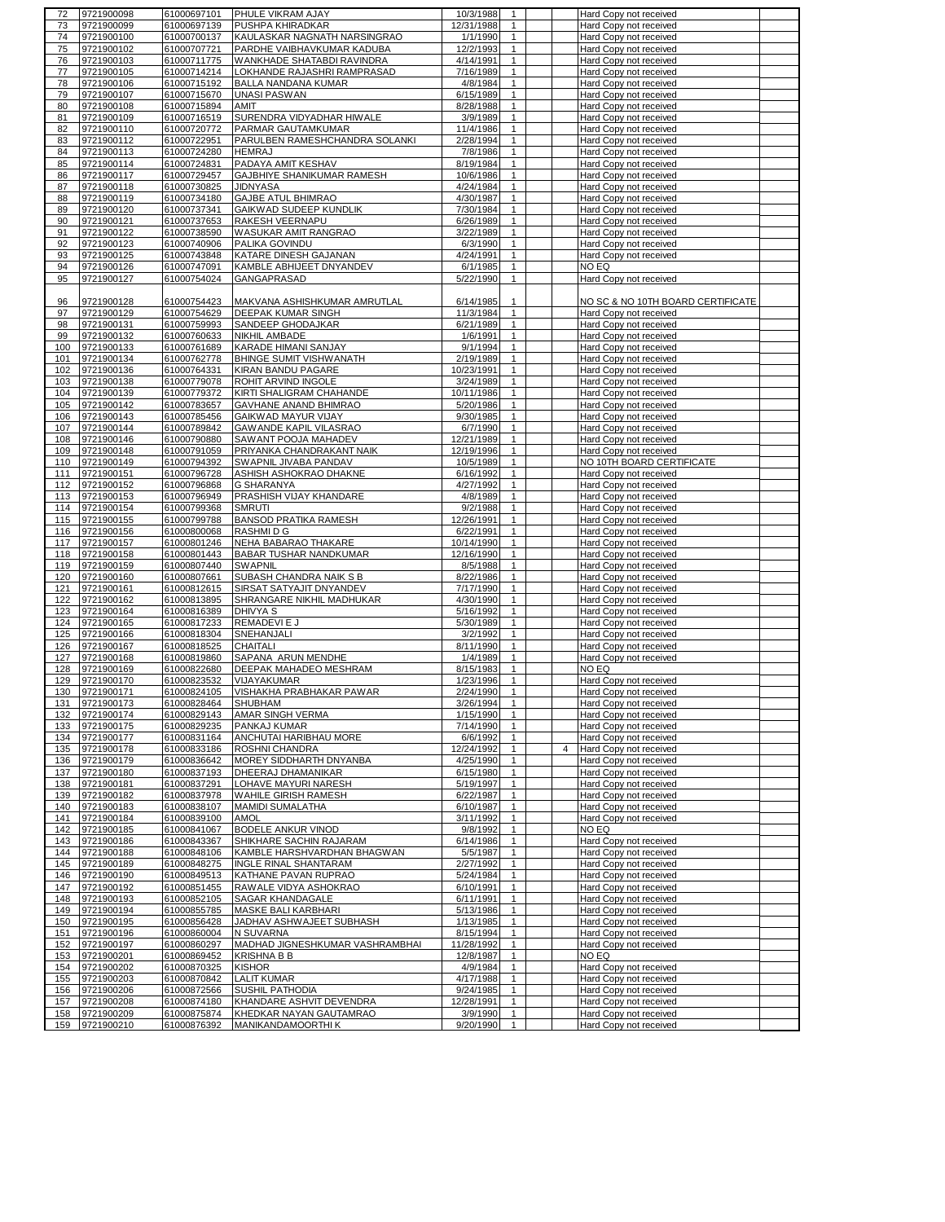| | | | | | | | | | |
|---|---|---|---|---|---|---|---|---|---|
| 72 | 9721900098 | 61000697101 | PHULE VIKRAM AJAY | 10/3/1988 | 1 | | | Hard Copy not received | |
| 73 | 9721900099 | 61000697139 | PUSHPA KHIRADKAR | 12/31/1988 | 1 | | | Hard Copy not received | |
| 74 | 9721900100 | 61000700137 | KAULASKAR NAGNATH NARSINGRAO | 1/1/1990 | 1 | | | Hard Copy not received | |
| 75 | 9721900102 | 61000707721 | PARDHE VAIBHAVKUMAR KADUBA | 12/2/1993 | 1 | | | Hard Copy not received | |
| 76 | 9721900103 | 61000711775 | WANKHADE SHATABDI RAVINDRA | 4/14/1991 | 1 | | | Hard Copy not received | |
| 77 | 9721900105 | 61000714214 | LOKHANDE RAJASHRI RAMPRASAD | 7/16/1989 | 1 | | | Hard Copy not received | |
| 78 | 9721900106 | 61000715192 | BALLA NANDANA KUMAR | 4/8/1984 | 1 | | | Hard Copy not received | |
| 79 | 9721900107 | 61000715670 | UNASI PASWAN | 6/15/1989 | 1 | | | Hard Copy not received | |
| 80 | 9721900108 | 61000715894 | AMIT | 8/28/1988 | 1 | | | Hard Copy not received | |
| 81 | 9721900109 | 61000716519 | SURENDRA VIDYADHAR HIWALE | 3/9/1989 | 1 | | | Hard Copy not received | |
| 82 | 9721900110 | 61000720772 | PARMAR GAUTAMKUMAR | 11/4/1986 | 1 | | | Hard Copy not received | |
| 83 | 9721900112 | 61000722951 | PARULBEN RAMESHCHANDRA SOLANKI | 2/28/1994 | 1 | | | Hard Copy not received | |
| 84 | 9721900113 | 61000724280 | HEMRAJ | 7/8/1986 | 1 | | | Hard Copy not received | |
| 85 | 9721900114 | 61000724831 | PADAYA AMIT KESHAV | 8/19/1984 | 1 | | | Hard Copy not received | |
| 86 | 9721900117 | 61000729457 | GAJBHIYE SHANIKUMAR RAMESH | 10/6/1986 | 1 | | | Hard Copy not received | |
| 87 | 9721900118 | 61000730825 | JIDNYASA | 4/24/1984 | 1 | | | Hard Copy not received | |
| 88 | 9721900119 | 61000734180 | GAJBE ATUL BHIMRAO | 4/30/1987 | 1 | | | Hard Copy not received | |
| 89 | 9721900120 | 61000737341 | GAIKWAD SUDEEP KUNDLIK | 7/30/1984 | 1 | | | Hard Copy not received | |
| 90 | 9721900121 | 61000737653 | RAKESH VEERNAPU | 6/26/1989 | 1 | | | Hard Copy not received | |
| 91 | 9721900122 | 61000738590 | WASUKAR AMIT RANGRAO | 3/22/1989 | 1 | | | Hard Copy not received | |
| 92 | 9721900123 | 61000740906 | PALIKA GOVINDU | 6/3/1990 | 1 | | | Hard Copy not received | |
| 93 | 9721900125 | 61000743848 | KATARE DINESH GAJANAN | 4/24/1991 | 1 | | | Hard Copy not received | |
| 94 | 9721900126 | 61000747091 | KAMBLE ABHIJEET DNYANDEV | 6/1/1985 | 1 | | | NO EQ | |
| 95 | 9721900127 | 61000754024 | GANGAPRASAD | 5/22/1990 | 1 | | | Hard Copy not received | |
| 96 | 9721900128 | 61000754423 | MAKVANA ASHISHKUMAR AMRUTLAL | 6/14/1985 | 1 | | | NO SC & NO 10TH BOARD CERTIFICATE | |
| 97 | 9721900129 | 61000754629 | DEEPAK KUMAR SINGH | 11/3/1984 | 1 | | | Hard Copy not received | |
| 98 | 9721900131 | 61000759993 | SANDEEP GHODAJKAR | 6/21/1989 | 1 | | | Hard Copy not received | |
| 99 | 9721900132 | 61000760633 | NIKHIL AMBADE | 1/6/1991 | 1 | | | Hard Copy not received | |
| 100 | 9721900133 | 61000761689 | KARADE HIMANI SANJAY | 9/1/1994 | 1 | | | Hard Copy not received | |
| 101 | 9721900134 | 61000762778 | BHINGE SUMIT VISHWANATH | 2/19/1989 | 1 | | | Hard Copy not received | |
| 102 | 9721900136 | 61000764331 | KIRAN BANDU PAGARE | 10/23/1991 | 1 | | | Hard Copy not received | |
| 103 | 9721900138 | 61000779078 | ROHIT ARVIND INGOLE | 3/24/1989 | 1 | | | Hard Copy not received | |
| 104 | 9721900139 | 61000779372 | KIRTI SHALIGRAM CHAHANDE | 10/11/1986 | 1 | | | Hard Copy not received | |
| 105 | 9721900142 | 61000783657 | GAVHANE ANAND BHIMRAO | 5/20/1986 | 1 | | | Hard Copy not received | |
| 106 | 9721900143 | 61000785456 | GAIKWAD MAYUR VIJAY | 9/30/1985 | 1 | | | Hard Copy not received | |
| 107 | 9721900144 | 61000789842 | GAWANDE KAPIL VILASRAO | 6/7/1990 | 1 | | | Hard Copy not received | |
| 108 | 9721900146 | 61000790880 | SAWANT POOJA MAHADEV | 12/21/1989 | 1 | | | Hard Copy not received | |
| 109 | 9721900148 | 61000791059 | PRIYANKA CHANDRAKANT NAIK | 12/19/1996 | 1 | | | Hard Copy not received | |
| 110 | 9721900149 | 61000794392 | SWAPNIL JIVABA PANDAV | 10/5/1989 | 1 | | | NO 10TH BOARD CERTIFICATE | |
| 111 | 9721900151 | 61000796728 | ASHISH ASHOKRAO DHAKNE | 6/16/1992 | 1 | | | Hard Copy not received | |
| 112 | 9721900152 | 61000796868 | G SHARANYA | 4/27/1992 | 1 | | | Hard Copy not received | |
| 113 | 9721900153 | 61000796949 | PRASHISH VIJAY KHANDARE | 4/8/1989 | 1 | | | Hard Copy not received | |
| 114 | 9721900154 | 61000799368 | SMRUTI | 9/2/1988 | 1 | | | Hard Copy not received | |
| 115 | 9721900155 | 61000799788 | BANSOD PRATIKA RAMESH | 12/26/1991 | 1 | | | Hard Copy not received | |
| 116 | 9721900156 | 61000800068 | RASHMI D G | 6/22/1991 | 1 | | | Hard Copy not received | |
| 117 | 9721900157 | 61000801246 | NEHA BABARAO THAKARE | 10/14/1990 | 1 | | | Hard Copy not received | |
| 118 | 9721900158 | 61000801443 | BABAR TUSHAR NANDKUMAR | 12/16/1990 | 1 | | | Hard Copy not received | |
| 119 | 9721900159 | 61000807440 | SWAPNIL | 8/5/1988 | 1 | | | Hard Copy not received | |
| 120 | 9721900160 | 61000807661 | SUBASH CHANDRA NAIK S B | 8/22/1986 | 1 | | | Hard Copy not received | |
| 121 | 9721900161 | 61000812615 | SIRSAT SATYAJIT DNYANDEV | 7/17/1990 | 1 | | | Hard Copy not received | |
| 122 | 9721900162 | 61000813895 | SHRANGARE NIKHIL MADHUKAR | 4/30/1990 | 1 | | | Hard Copy not received | |
| 123 | 9721900164 | 61000816389 | DHIVYA S | 5/16/1992 | 1 | | | Hard Copy not received | |
| 124 | 9721900165 | 61000817233 | REMADEVI E J | 5/30/1989 | 1 | | | Hard Copy not received | |
| 125 | 9721900166 | 61000818304 | SNEHANJALI | 3/2/1992 | 1 | | | Hard Copy not received | |
| 126 | 9721900167 | 61000818525 | CHAITALI | 8/11/1990 | 1 | | | Hard Copy not received | |
| 127 | 9721900168 | 61000819860 | SAPANA ARUN MENDHE | 1/4/1989 | 1 | | | Hard Copy not received | |
| 128 | 9721900169 | 61000822680 | DEEPAK MAHADEO MESHRAM | 8/15/1983 | 1 | | | NO EQ | |
| 129 | 9721900170 | 61000823532 | VIJAYAKUMAR | 1/23/1996 | 1 | | | Hard Copy not received | |
| 130 | 9721900171 | 61000824105 | VISHAKHA PRABHAKAR PAWAR | 2/24/1990 | 1 | | | Hard Copy not received | |
| 131 | 9721900173 | 61000828464 | SHUBHAM | 3/26/1994 | 1 | | | Hard Copy not received | |
| 132 | 9721900174 | 61000829143 | AMAR SINGH VERMA | 1/15/1990 | 1 | | | Hard Copy not received | |
| 133 | 9721900175 | 61000829235 | PANKAJ KUMAR | 7/14/1990 | 1 | | | Hard Copy not received | |
| 134 | 9721900177 | 61000831164 | ANCHUTAI HARIBHAU MORE | 6/6/1992 | 1 | | | Hard Copy not received | |
| 135 | 9721900178 | 61000833186 | ROSHNI CHANDRA | 12/24/1992 | 1 | | 4 | Hard Copy not received | |
| 136 | 9721900179 | 61000836642 | MOREY SIDDHARTH DNYANBA | 4/25/1990 | 1 | | | Hard Copy not received | |
| 137 | 9721900180 | 61000837193 | DHEERAJ DHAMANIKAR | 6/15/1980 | 1 | | | Hard Copy not received | |
| 138 | 9721900181 | 61000837291 | LOHAVE MAYURI NARESH | 5/19/1997 | 1 | | | Hard Copy not received | |
| 139 | 9721900182 | 61000837978 | WAHILE GIRISH RAMESH | 6/22/1987 | 1 | | | Hard Copy not received | |
| 140 | 9721900183 | 61000838107 | MAMIDI SUMALATHA | 6/10/1987 | 1 | | | Hard Copy not received | |
| 141 | 9721900184 | 61000839100 | AMOL | 3/11/1992 | 1 | | | Hard Copy not received | |
| 142 | 9721900185 | 61000841067 | BODELE ANKUR VINOD | 9/8/1992 | 1 | | | NO EQ | |
| 143 | 9721900186 | 61000843367 | SHIKHARE SACHIN RAJARAM | 6/14/1986 | 1 | | | Hard Copy not received | |
| 144 | 9721900188 | 61000848106 | KAMBLE HARSHVARDHAN BHAGWAN | 5/5/1987 | 1 | | | Hard Copy not received | |
| 145 | 9721900189 | 61000848275 | INGLE RINAL SHANTARAM | 2/27/1992 | 1 | | | Hard Copy not received | |
| 146 | 9721900190 | 61000849513 | KATHANE PAVAN RUPRAO | 5/24/1984 | 1 | | | Hard Copy not received | |
| 147 | 9721900192 | 61000851455 | RAWALE VIDYA ASHOKRAO | 6/10/1991 | 1 | | | Hard Copy not received | |
| 148 | 9721900193 | 61000852105 | SAGAR KHANDAGALE | 6/11/1991 | 1 | | | Hard Copy not received | |
| 149 | 9721900194 | 61000855785 | MASKE BALI KARBHARI | 5/13/1986 | 1 | | | Hard Copy not received | |
| 150 | 9721900195 | 61000856428 | JADHAV ASHWAJEET SUBHASH | 1/13/1985 | 1 | | | Hard Copy not received | |
| 151 | 9721900196 | 61000860004 | N SUVARNA | 8/15/1994 | 1 | | | Hard Copy not received | |
| 152 | 9721900197 | 61000860297 | MADHAD JIGNESHKUMAR VASHRAMBHAI | 11/28/1992 | 1 | | | Hard Copy not received | |
| 153 | 9721900201 | 61000869452 | KRISHNA B B | 12/8/1987 | 1 | | | NO EQ | |
| 154 | 9721900202 | 61000870325 | KISHOR | 4/9/1984 | 1 | | | Hard Copy not received | |
| 155 | 9721900203 | 61000870842 | LALIT KUMAR | 4/17/1988 | 1 | | | Hard Copy not received | |
| 156 | 9721900206 | 61000872566 | SUSHIL PATHODIA | 9/24/1985 | 1 | | | Hard Copy not received | |
| 157 | 9721900208 | 61000874180 | KHANDARE ASHVIT DEVENDRA | 12/28/1991 | 1 | | | Hard Copy not received | |
| 158 | 9721900209 | 61000875874 | KHEDKAR NAYAN GAUTAMRAO | 3/9/1990 | 1 | | | Hard Copy not received | |
| 159 | 9721900210 | 61000876392 | MANIKANDAMOORTHI K | 9/20/1990 | 1 | | | Hard Copy not received | |